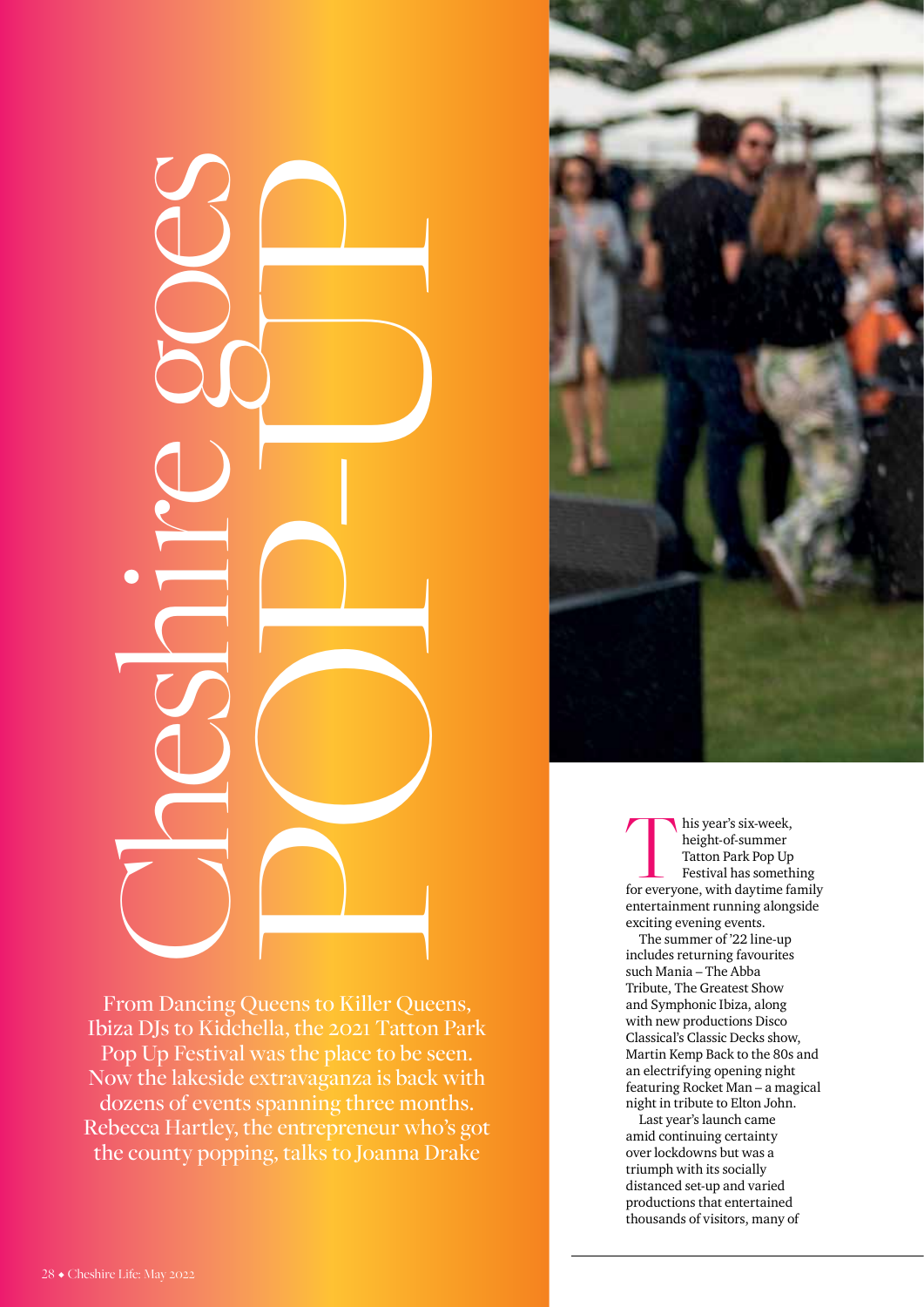# Cheshire goes POP-UP

From Dancing Queens to Killer Queens, Ibiza DJs to Kidchella, the 2021 Tatton Park Pop Up Festival was the place to be seen. Now the lakeside extravaganza is back with dozens of events spanning three months. Rebecca Hartley, the entrepreneur who's got the county popping, talks to Joanna Drake

This year's six-week, height-of-summer Tatton Park Pop Up Festival has something for everyone, with daytime family entertainment running alongside exciting evening events.

The summer of '22 line-up includes returning favourites such Mania – The Abba Tribute, The Greatest Show and Symphonic Ibiza, along with new productions Disco Classical's Classic Decks show, Martin Kemp Back to the 80s and an electrifying opening night featuring Rocket Man – a magical night in tribute to Elton John.

Last year's launch came amid continuing certainty over lockdowns but was a triumph with its socially distanced set-up and varied productions that entertained thousands of visitors, many of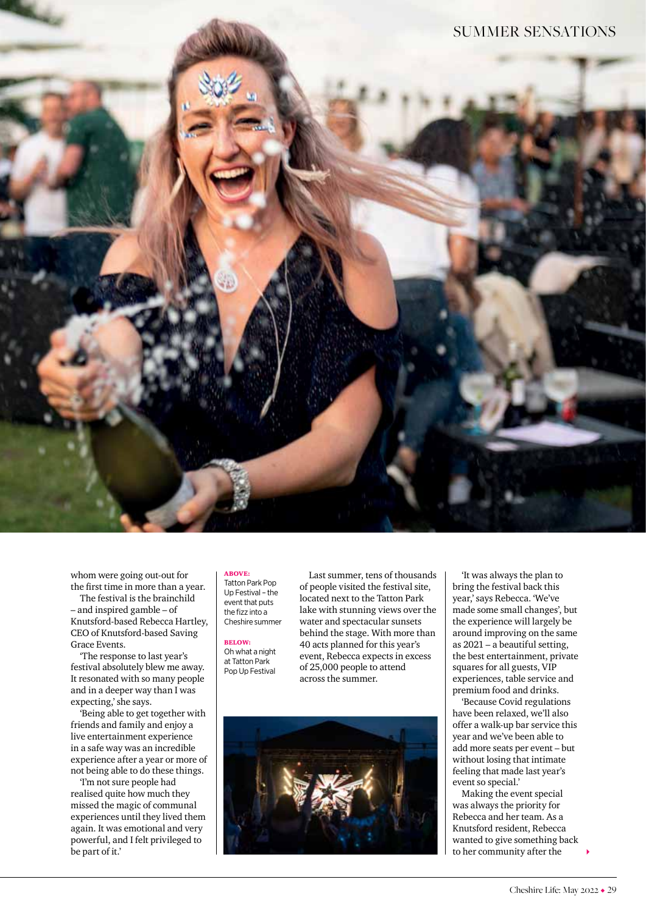whom were going out-out for the first time in more than a year.

The festival is the brainchild – and inspired gamble – of Knutsford-based Rebecca Hartley, CEO of Knutsford-based Saving Grace Events.

'The response to last year's festival absolutely blew me away. It resonated with so many people and in a deeper way than I was expecting,' she says.

'Being able to get together with friends and family and enjoy a live entertainment experience in a safe way was an incredible experience after a year or more of not being able to do these things.

'I'm not sure people had realised quite how much they missed the magic of communal experiences until they lived them again. It was emotional and very powerful, and I felt privileged to be part of it.'

**ABOVE:** Tatton Park Pop Up Festival – the event that puts the fizz into a Cheshire summer

**BELOW:** Oh what a night at Tatton Park Pop Up Festival

Last summer, tens of thousands of people visited the festival site, located next to the Tatton Park lake with stunning views over the water and spectacular sunsets behind the stage. With more than 40 acts planned for this year's event, Rebecca expects in excess of 25,000 people to attend across the summer.

'It was always the plan to bring the festival back this year,' says Rebecca. 'We've made some small changes', but the experience will largely be around improving on the same as 2021 – a beautiful setting, the best entertainment, private squares for all guests, VIP experiences, table service and premium food and drinks.

'Because Covid regulations have been relaxed, we'll also offer a walk-up bar service this year and we've been able to add more seats per event – but without losing that intimate feeling that made last year's event so special.'

Making the event special was always the priority for Rebecca and her team. As a Knutsford resident, Rebecca wanted to give something back to her community after the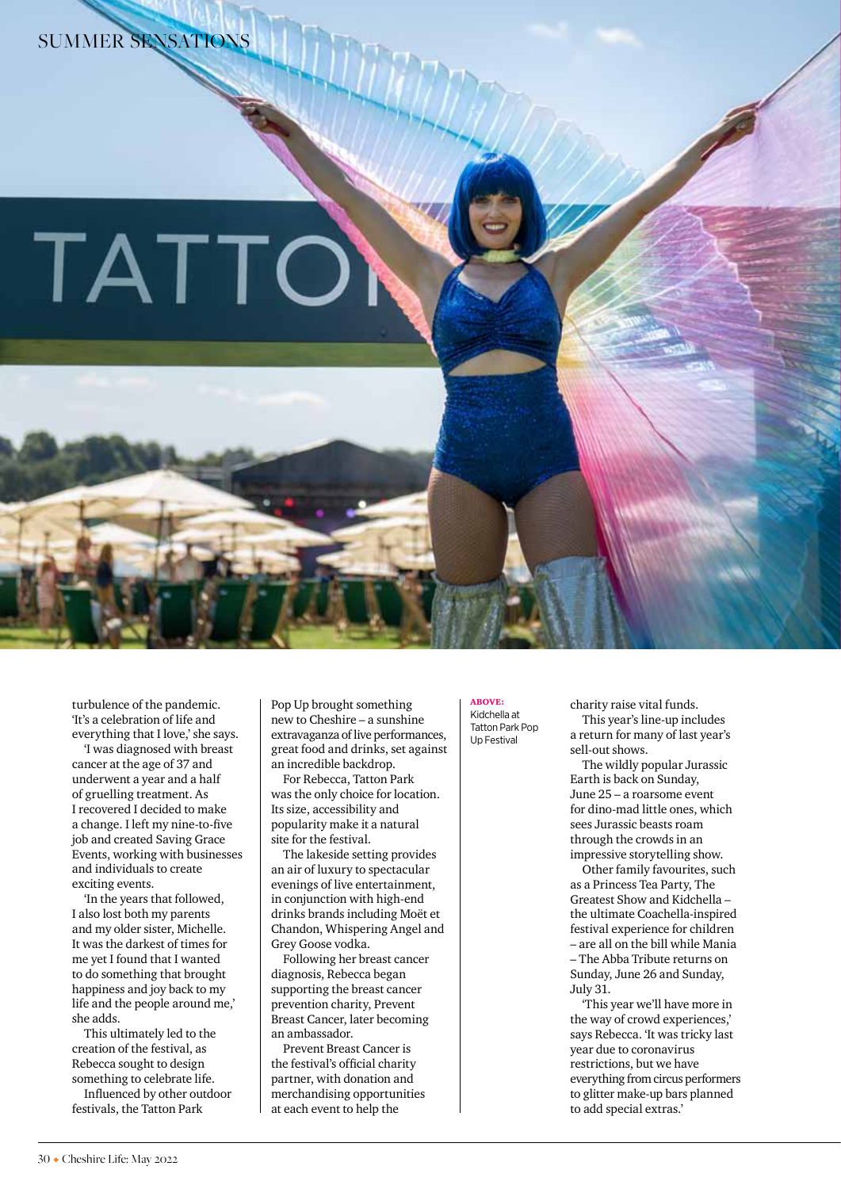turbulence of the pandemic. 'It's a celebration of life and everything that I love,' she says.

'I was diagnosed with breast cancer at the age of 37 and underwent a year and a half of gruelling treatment. As I recovered I decided to make a change. I left my nine-to-five job and created Saving Grace Events, working with businesses and individuals to create exciting events.

'In the years that followed, I also lost both my parents and my older sister, Michelle. It was the darkest of times for me yet I found that I wanted to do something that brought happiness and joy back to my life and the people around me,' she adds.

This ultimately led to the creation of the festival, as Rebecca sought to design something to celebrate life.

Influenced by other outdoor festivals, the Tatton Park Pop Up brought something new to Cheshire – a sunshine extravaganza of live performances, great food and drinks, set against an incredible backdrop.

For Rebecca, Tatton Park was the only choice for location. Its size, accessibility and popularity make it a natural site for the festival.

The lakeside setting provides an air of luxury to spectacular evenings of live entertainment, in conjunction with high-end drinks brands including Moët et Chandon, Whispering Angel and Grey Goose vodka.

Following her breast cancer diagnosis, Rebecca began supporting the breast cancer prevention charity, Prevent Breast Cancer, later becoming an ambassador.

Prevent Breast Cancer is the festival's official charity partner, with donation and merchandising opportunities at each event to help the charity raise vital funds.

**ABOVE:** Kidchella at Tatton Park Pop Up Festival

This year's line-up includes a return for many of last year's sell-out shows.

The wildly popular Jurassic Earth is back on Sunday, June 25 – a roarsome event for dino-mad little ones, which sees Jurassic beasts roam through the crowds in an impressive storytelling show.

Other family favourites, such as a Princess Tea Party, The Greatest Show and Kidchella – the ultimate Coachella-inspired festival experience for children – are all on the bill while Mania – The Abba Tribute returns on Sunday, June 26 and Sunday, July 31.

'This year we'll have more in the way of crowd experiences,' says Rebecca. 'It was tricky last year due to coronavirus restrictions, but we have everything from circus performers to glitter make-up bars planned to add special extras.'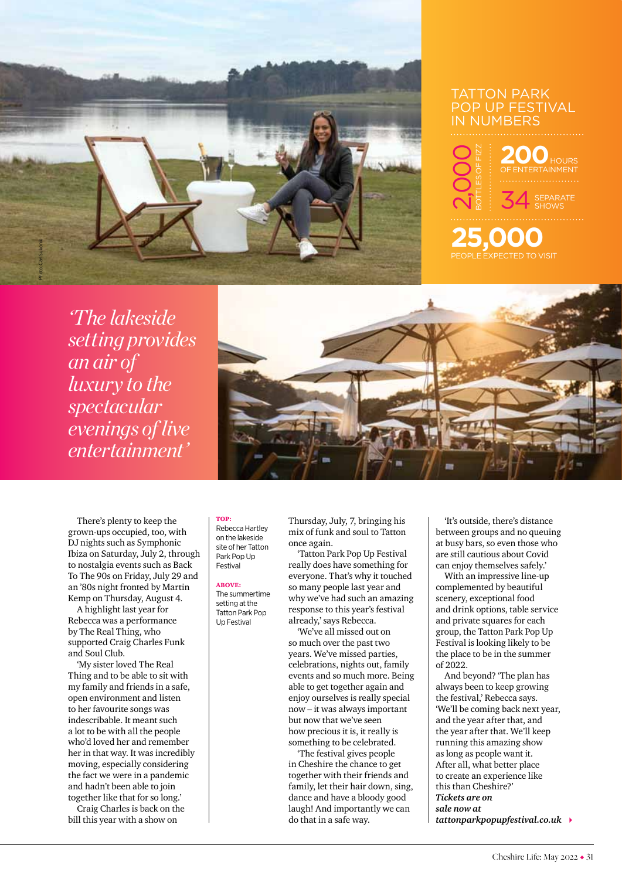## TATTON PARK POP UP FESTIVAL IN NUMBERS

**2,000** BOTTLES OF FIZZ

**200** HOURS OF ENTERTAINMENT

**34** SEPARATE SHOWS

**25,000** PEOPLE EXPECTED TO VISIT

*'The lakeside setting provides an air of luxury to the spectacular evenings of live entertainment'*

There's plenty to keep the grown-ups occupied, too, with DJ nights such as Symphonic Ibiza on Saturday, July 2, through to nostalgia events such as Back To The 90s on Friday, July 29 and an '80s night fronted by Martin Kemp on Thursday, August 4.

A highlight last year for Rebecca was a performance by The Real Thing, who supported Craig Charles Funk and Soul Club.

'My sister loved The Real Thing and to be able to sit with my family and friends in a safe, open environment and listen to her favourite songs was indescribable. It meant such a lot to be with all the people who'd loved her and remember her in that way. It was incredibly moving, especially considering the fact we were in a pandemic and hadn't been able to join together like that for so long.'

Craig Charles is back on the bill this year with a show on Thursday, July, 7, bringing his mix of funk and soul to Tatton once again.

'Tatton Park Pop Up Festival really does have something for everyone. That's why it touched so many people last year and why we've had such an amazing response to this year's festival already,' says Rebecca.

'We've all missed out on so much over the past two years. We've missed parties, celebrations, nights out, family events and so much more. Being able to get together again and enjoy ourselves is really special now – it was always important but now that we've seen how precious it is, it really is something to be celebrated.

'The festival gives people in Cheshire the chance to get together with their friends and family, let their hair down, sing, dance and have a bloody good laugh! And importantly we can do that in a safe way.

'It's outside, there's distance between groups and no queuing at busy bars, so even those who are still cautious about Covid can enjoy themselves safely.'

With an impressive line-up complemented by beautiful scenery, exceptional food and drink options, table service and private squares for each group, the Tatton Park Pop Up Festival is looking likely to be the place to be in the summer of 2022.

And beyond? 'The plan has always been to keep growing the festival,' Rebecca says. 'We'll be coming back next year, and the year after that, and the year after that. We'll keep running this amazing show as long as people want it. After all, what better place to create an experience like this than Cheshire?'

***Tickets are on sale now at tattonparkpopupfestival.co.uk***

**TOP:** Rebecca Hartley on the lakeside site of her Tatton Park Pop Up Festival

**ABOVE:** The summertime setting at the Tatton Park Pop Up Festival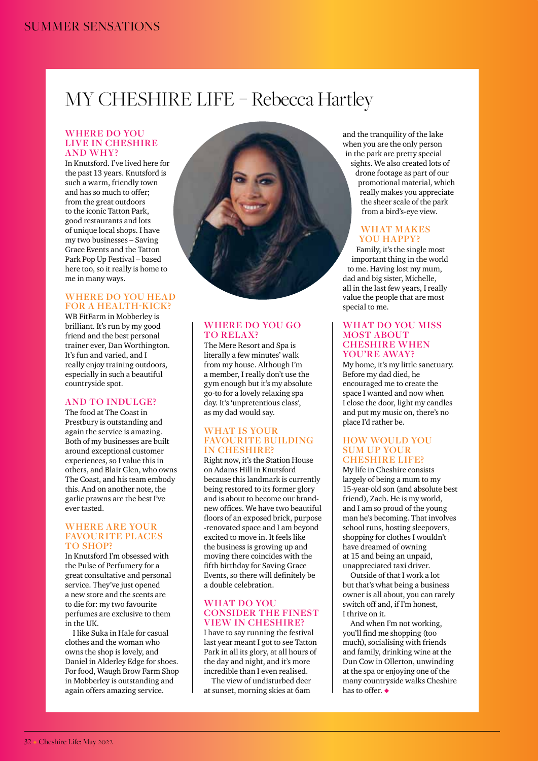# MY CHESHIRE LIFE – Rebecca Hartley

### WHERE DO YOU LIVE IN CHESHIRE AND WHY?

In Knutsford. I've lived here for the past 13 years. Knutsford is such a warm, friendly town and has so much to offer; from the great outdoors to the iconic Tatton Park, good restaurants and lots of unique local shops. I have my two businesses – Saving Grace Events and the Tatton Park Pop Up Festival – based here too, so it really is home to me in many ways.

### WHERE DO YOU HEAD FOR A HEALTH-KICK?

WB FitFarm in Mobberley is brilliant. It's run by my good friend and the best personal trainer ever, Dan Worthington. It's fun and varied, and I really enjoy training outdoors, especially in such a beautiful countryside spot.

### AND TO INDULGE?

The food at The Coast in Prestbury is outstanding and again the service is amazing. Both of my businesses are built around exceptional customer experiences, so I value this in others, and Blair Glen, who owns The Coast, and his team embody this. And on another note, the garlic prawns are the best I've ever tasted.

### WHERE ARE YOUR FAVOURITE PLACES TO SHOP?

In Knutsford I'm obsessed with the Pulse of Perfumery for a great consultative and personal service. They've just opened a new store and the scents are to die for: my two favourite perfumes are exclusive to them in the UK.

I like Suka in Hale for casual clothes and the woman who owns the shop is lovely, and Daniel in Alderley Edge for shoes. For food, Waugh Brow Farm Shop in Mobberley is outstanding and again offers amazing service.

### WHERE DO YOU GO TO RELAX?

The Mere Resort and Spa is literally a few minutes' walk from my house. Although I'm a member, I really don't use the gym enough but it's my absolute go-to for a lovely relaxing spa day. It's 'unpretentious class', as my dad would say.

### WHAT IS YOUR FAVOURITE BUILDING IN CHESHIRE?

Right now, it's the Station House on Adams Hill in Knutsford because this landmark is currently being restored to its former glory and is about to become our brand-new offices. We have two beautiful floors of an exposed brick, purpose-renovated space and I am beyond excited to move in. It feels like the business is growing up and moving there coincides with the fifth birthday for Saving Grace Events, so there will definitely be a double celebration.

### WHAT DO YOU CONSIDER THE FINEST VIEW IN CHESHIRE?

I have to say running the festival last year meant I got to see Tatton Park in all its glory, at all hours of the day and night, and it's more incredible than I even realised.

The view of undisturbed deer at sunset, morning skies at 6am and the tranquility of the lake when you are the only person in the park are pretty special sights. We also created lots of drone footage as part of our promotional material, which really makes you appreciate the sheer scale of the park from a bird's-eye view.

### WHAT MAKES YOU HAPPY?

Family, it's the single most important thing in the world to me. Having lost my mum, dad and big sister, Michelle, all in the last few years, I really value the people that are most special to me.

### WHAT DO YOU MISS MOST ABOUT CHESHIRE WHEN YOU'RE AWAY?

My home, it's my little sanctuary. Before my dad died, he encouraged me to create the space I wanted and now when I close the door, light my candles and put my music on, there's no place I'd rather be.

### HOW WOULD YOU SUM UP YOUR CHESHIRE LIFE?

My life in Cheshire consists largely of being a mum to my 15-year-old son (and absolute best friend), Zach. He is my world, and I am so proud of the young man he's becoming. That involves school runs, hosting sleepovers, shopping for clothes I wouldn't have dreamed of owning at 15 and being an unpaid, unappreciated taxi driver.

Outside of that I work a lot but that's what being a business owner is all about, you can rarely switch off and, if I'm honest, I thrive on it.

And when I'm not working, you'll find me shopping (too much), socialising with friends and family, drinking wine at the Dun Cow in Ollerton, unwinding at the spa or enjoying one of the many countryside walks Cheshire has to offer. ◆